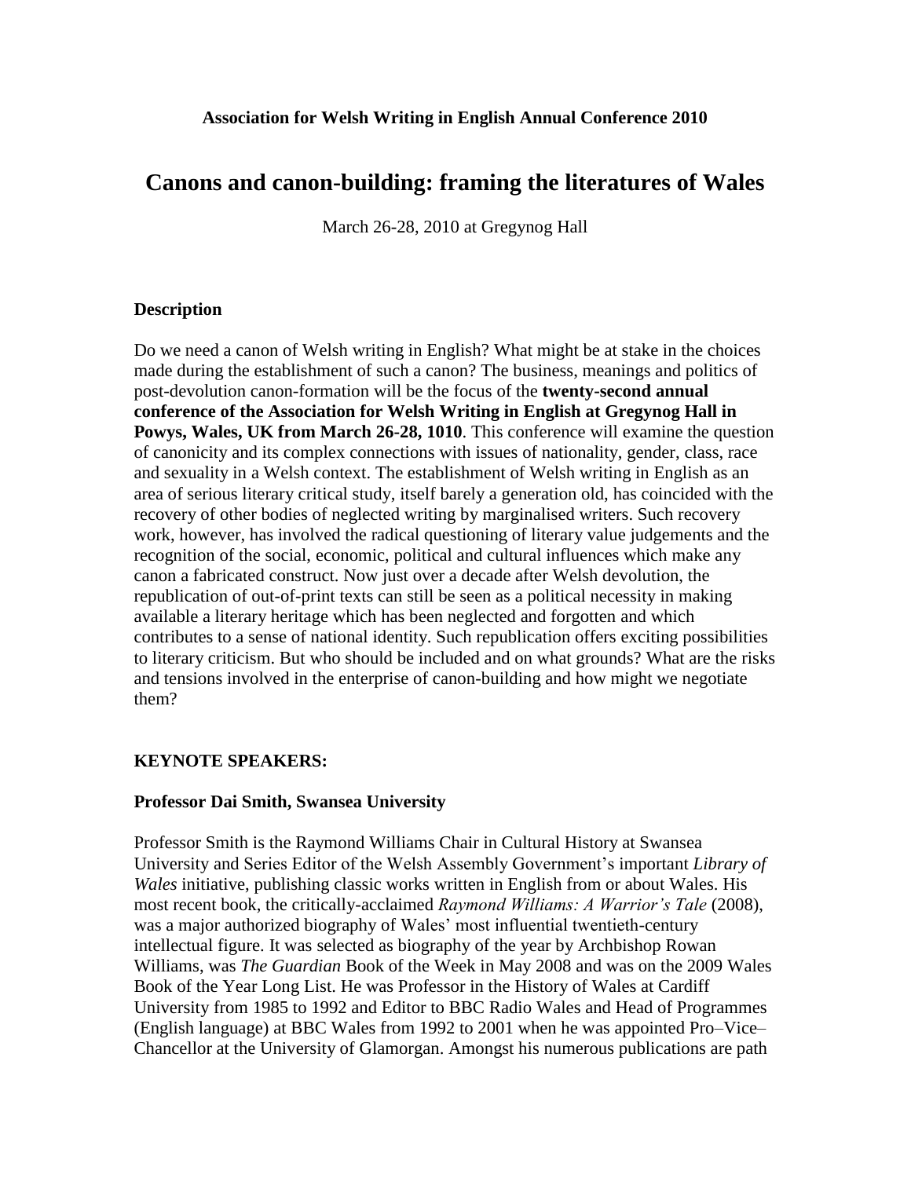**Association for Welsh Writing in English Annual Conference 2010**

# Canons and canon-building: framing the literatures of Wales

March 26-28, 2010 at Gregynog Hall

## Description

Do we need a canon of Welsh writing in English? What might be at stake in the choices made during the establishment of such a canon? The business, meanings and politics of post-devolution canon-formation will be the focus of the **twenty-second annual conference of the Association for Welsh Writing in English at Gregynog Hall in Powys, Wales, UK from March 26-28, 1010**. This conference will examine the question of canonicity and its complex connections with issues of nationality, gender, class, race and sexuality in a Welsh context. The establishment of Welsh writing in English as an area of serious literary critical study, itself barely a generation old, has coincided with the recovery of other bodies of neglected writing by marginalised writers. Such recovery work, however, has involved the radical questioning of literary value judgements and the recognition of the social, economic, political and cultural influences which make any canon a fabricated construct. Now just over a decade after Welsh devolution, the republication of out-of-print texts can still be seen as a political necessity in making available a literary heritage which has been neglected and forgotten and which contributes to a sense of national identity. Such republication offers exciting possibilities to literary criticism. But who should be included and on what grounds? What are the risks and tensions involved in the enterprise of canon-building and how might we negotiate them?

## KEYNOTE SPEAKERS:

### Professor Dai Smith, Swansea University

Professor Smith is the Raymond Williams Chair in Cultural History at Swansea University and Series Editor of the Welsh Assembly Government's important *Library of Wales* initiative, publishing classic works written in English from or about Wales. His most recent book, the critically-acclaimed *Raymond Williams: A Warrior's Tale* (2008), was a major authorized biography of Wales' most influential twentieth-century intellectual figure. It was selected as biography of the year by Archbishop Rowan Williams, was *The Guardian* Book of the Week in May 2008 and was on the 2009 Wales Book of the Year Long List. He was Professor in the History of Wales at Cardiff University from 1985 to 1992 and Editor to BBC Radio Wales and Head of Programmes (English language) at BBC Wales from 1992 to 2001 when he was appointed Pro–Vice–Chancellor at the University of Glamorgan. Amongst his numerous publications are path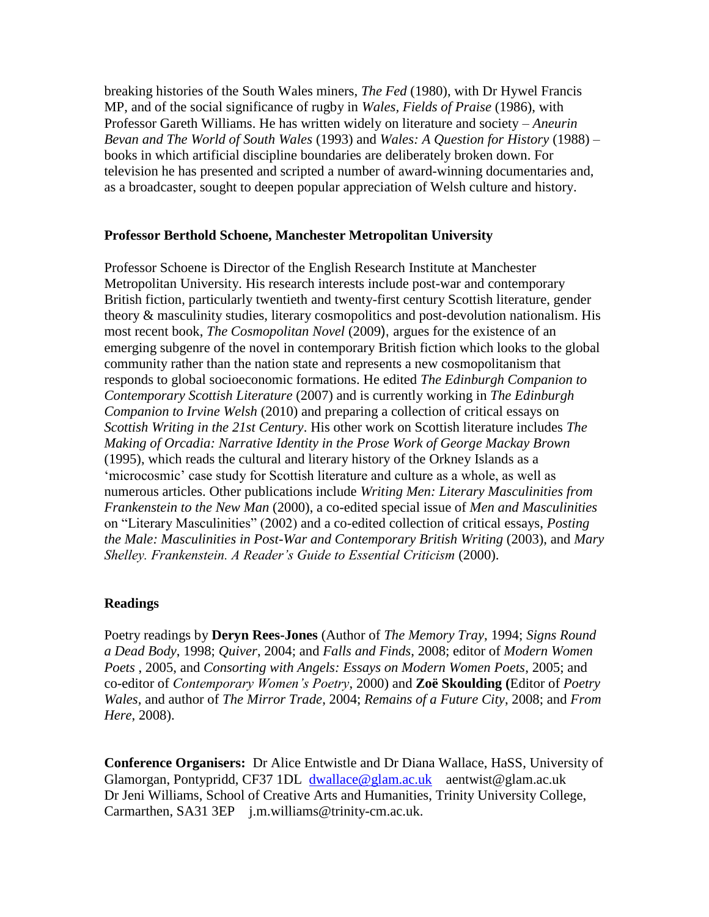breaking histories of the South Wales miners, *The Fed* (1980), with Dr Hywel Francis MP, and of the social significance of rugby in *Wales, Fields of Praise* (1986), with Professor Gareth Williams. He has written widely on literature and society – *Aneurin Bevan and The World of South Wales* (1993) and *Wales: A Question for History* (1988) – books in which artificial discipline boundaries are deliberately broken down. For television he has presented and scripted a number of award-winning documentaries and, as a broadcaster, sought to deepen popular appreciation of Welsh culture and history.

**Professor Berthold Schoene, Manchester Metropolitan University**

Professor Schoene is Director of the English Research Institute at Manchester Metropolitan University. His research interests include post-war and contemporary British fiction, particularly twentieth and twenty-first century Scottish literature, gender theory & masculinity studies, literary cosmopolitics and post-devolution nationalism. His most recent book, *The Cosmopolitan Novel* (2009), argues for the existence of an emerging subgenre of the novel in contemporary British fiction which looks to the global community rather than the nation state and represents a new cosmopolitanism that responds to global socioeconomic formations. He edited *The Edinburgh Companion to Contemporary Scottish Literature* (2007) and is currently working in *The Edinburgh Companion to Irvine Welsh* (2010) and preparing a collection of critical essays on *Scottish Writing in the 21st Century*. His other work on Scottish literature includes *The Making of Orcadia: Narrative Identity in the Prose Work of George Mackay Brown* (1995), which reads the cultural and literary history of the Orkney Islands as a 'microcosmic' case study for Scottish literature and culture as a whole, as well as numerous articles. Other publications include *Writing Men: Literary Masculinities from Frankenstein to the New Man* (2000), a co-edited special issue of *Men and Masculinities* on "Literary Masculinities" (2002) and a co-edited collection of critical essays, *Posting the Male: Masculinities in Post-War and Contemporary British Writing* (2003), and *Mary Shelley. Frankenstein. A Reader's Guide to Essential Criticism* (2000).

**Readings**

Poetry readings by **Deryn Rees-Jones** (Author of *The Memory Tray*, 1994; *Signs Round a Dead Body*, 1998; *Quiver*, 2004; and *Falls and Finds*, 2008; editor of *Modern Women Poets* , 2005, and *Consorting with Angels: Essays on Modern Women Poets*, 2005; and co-editor of *Contemporary Women's Poetry*, 2000) and **Zoë Skoulding (**Editor of *Poetry Wales*, and author of *The Mirror Trade*, 2004; *Remains of a Future City*, 2008; and *From Here*, 2008).

**Conference Organisers:** Dr Alice Entwistle and Dr Diana Wallace, HaSS, University of Glamorgan, Pontypridd, CF37 1DL dwallace@glam.ac.uk aentwist@glam.ac.uk
Dr Jeni Williams, School of Creative Arts and Humanities, Trinity University College, Carmarthen, SA31 3EP j.m.williams@trinity-cm.ac.uk.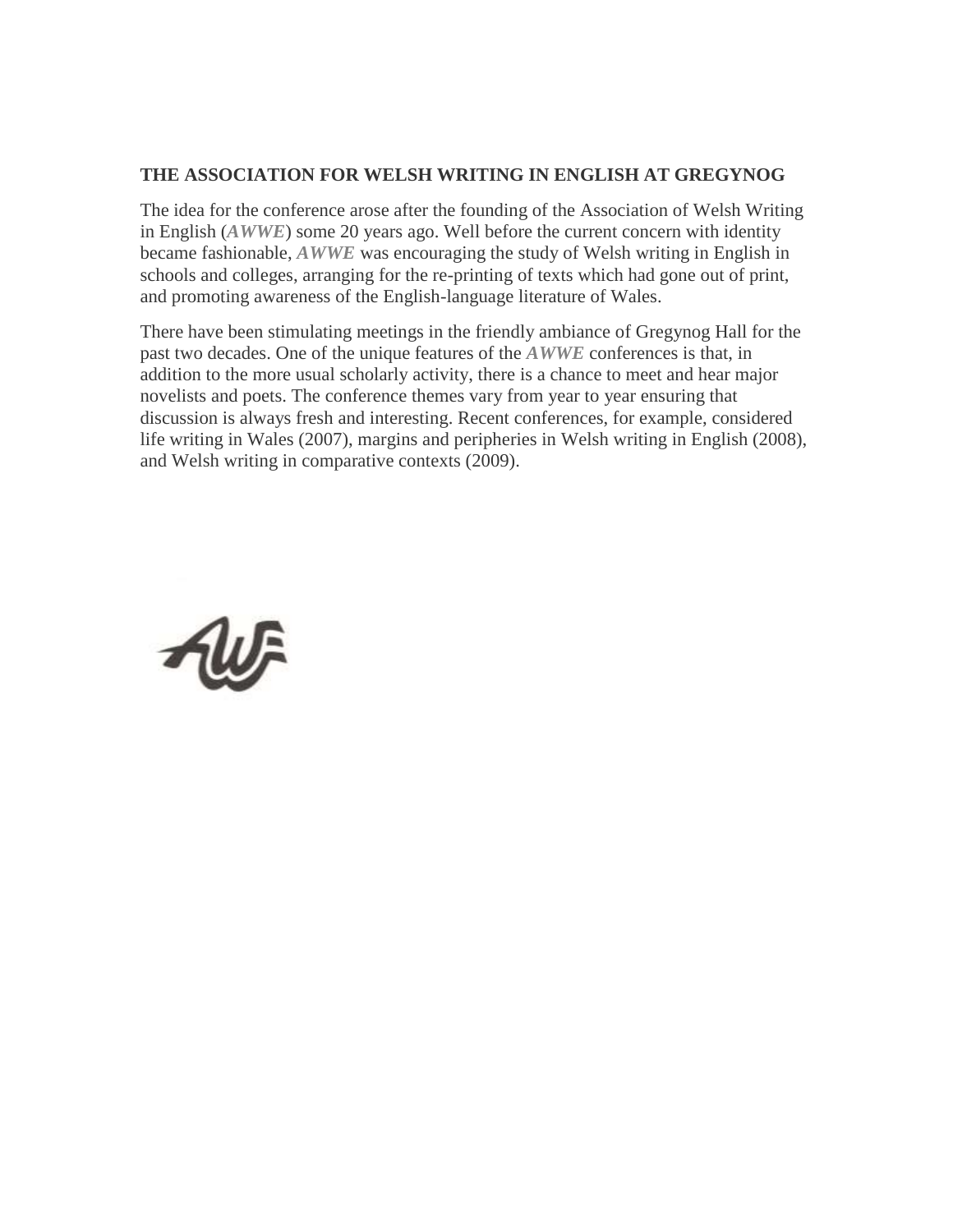**THE ASSOCIATION FOR WELSH WRITING IN ENGLISH AT GREGYNOG**

The idea for the conference arose after the founding of the Association of Welsh Writing in English (***AWWE***) some 20 years ago. Well before the current concern with identity became fashionable, ***AWWE*** was encouraging the study of Welsh writing in English in schools and colleges, arranging for the re-printing of texts which had gone out of print, and promoting awareness of the English-language literature of Wales.

There have been stimulating meetings in the friendly ambiance of Gregynog Hall for the past two decades. One of the unique features of the ***AWWE*** conferences is that, in addition to the more usual scholarly activity, there is a chance to meet and hear major novelists and poets. The conference themes vary from year to year ensuring that discussion is always fresh and interesting. Recent conferences, for example, considered life writing in Wales (2007), margins and peripheries in Welsh writing in English (2008), and Welsh writing in comparative contexts (2009).